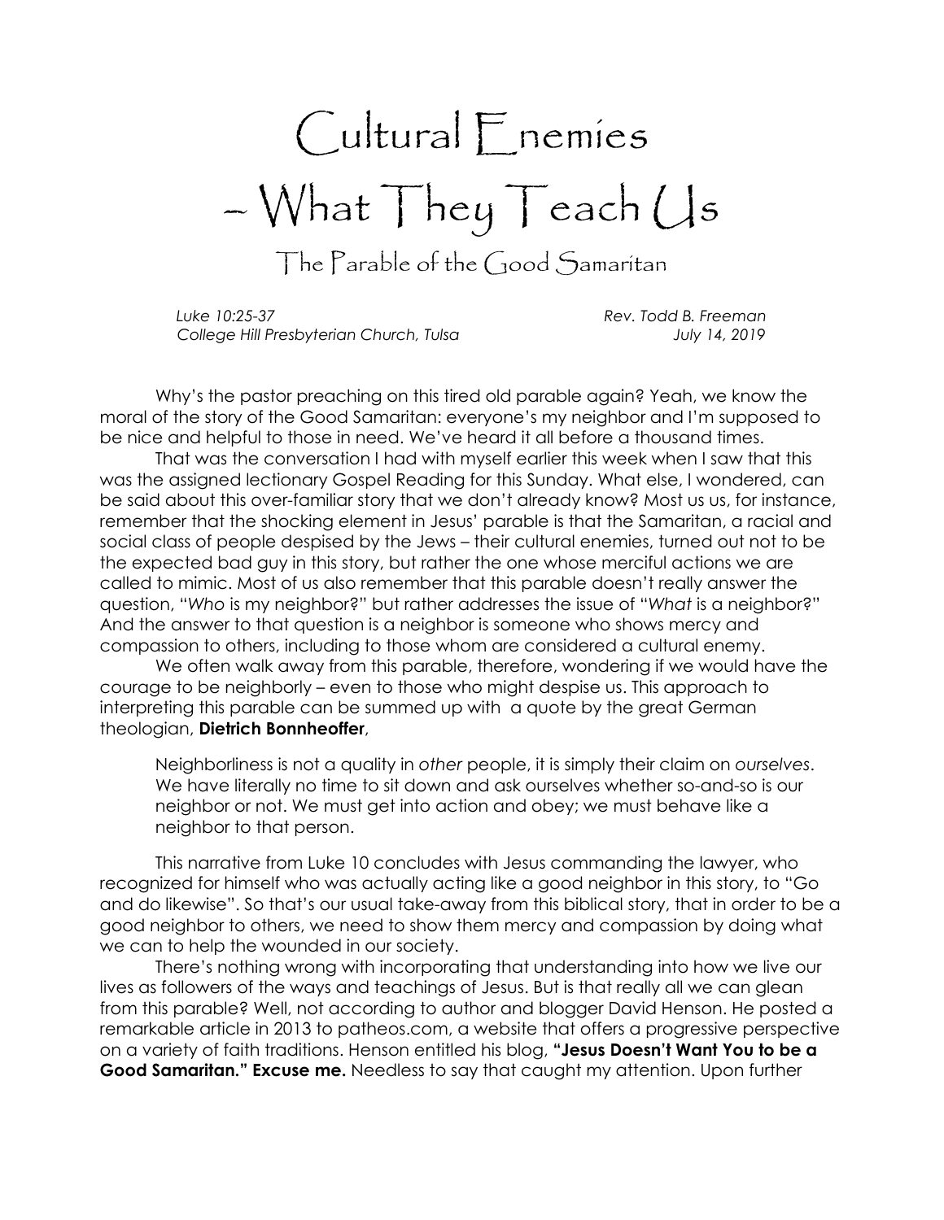# Cultural Enemies – What They Teach Us

## The Parable of the Good Samaritan

*Luke 10:25-37* — *Rev. Todd B. Freeman*
*College Hill Presbyterian Church, Tulsa* — *July 14, 2019*

Why's the pastor preaching on this tired old parable again? Yeah, we know the moral of the story of the Good Samaritan: everyone's my neighbor and I'm supposed to be nice and helpful to those in need. We've heard it all before a thousand times.

That was the conversation I had with myself earlier this week when I saw that this was the assigned lectionary Gospel Reading for this Sunday. What else, I wondered, can be said about this over-familiar story that we don't already know? Most us us, for instance, remember that the shocking element in Jesus' parable is that the Samaritan, a racial and social class of people despised by the Jews – their cultural enemies, turned out not to be the expected bad guy in this story, but rather the one whose merciful actions we are called to mimic. Most of us also remember that this parable doesn't really answer the question, "*Who* is my neighbor?" but rather addresses the issue of "*What* is a neighbor?" And the answer to that question is a neighbor is someone who shows mercy and compassion to others, including to those whom are considered a cultural enemy.

We often walk away from this parable, therefore, wondering if we would have the courage to be neighborly – even to those who might despise us. This approach to interpreting this parable can be summed up with a quote by the great German theologian, **Dietrich Bonnheoffer**,

> Neighborliness is not a quality in *other* people, it is simply their claim on *ourselves*. We have literally no time to sit down and ask ourselves whether so-and-so is our neighbor or not. We must get into action and obey; we must behave like a neighbor to that person.

This narrative from Luke 10 concludes with Jesus commanding the lawyer, who recognized for himself who was actually acting like a good neighbor in this story, to "Go and do likewise". So that's our usual take-away from this biblical story, that in order to be a good neighbor to others, we need to show them mercy and compassion by doing what we can to help the wounded in our society.

There's nothing wrong with incorporating that understanding into how we live our lives as followers of the ways and teachings of Jesus. But is that really all we can glean from this parable? Well, not according to author and blogger David Henson. He posted a remarkable article in 2013 to patheos.com, a website that offers a progressive perspective on a variety of faith traditions. Henson entitled his blog, **"Jesus Doesn't Want You to be a Good Samaritan." Excuse me.** Needless to say that caught my attention. Upon further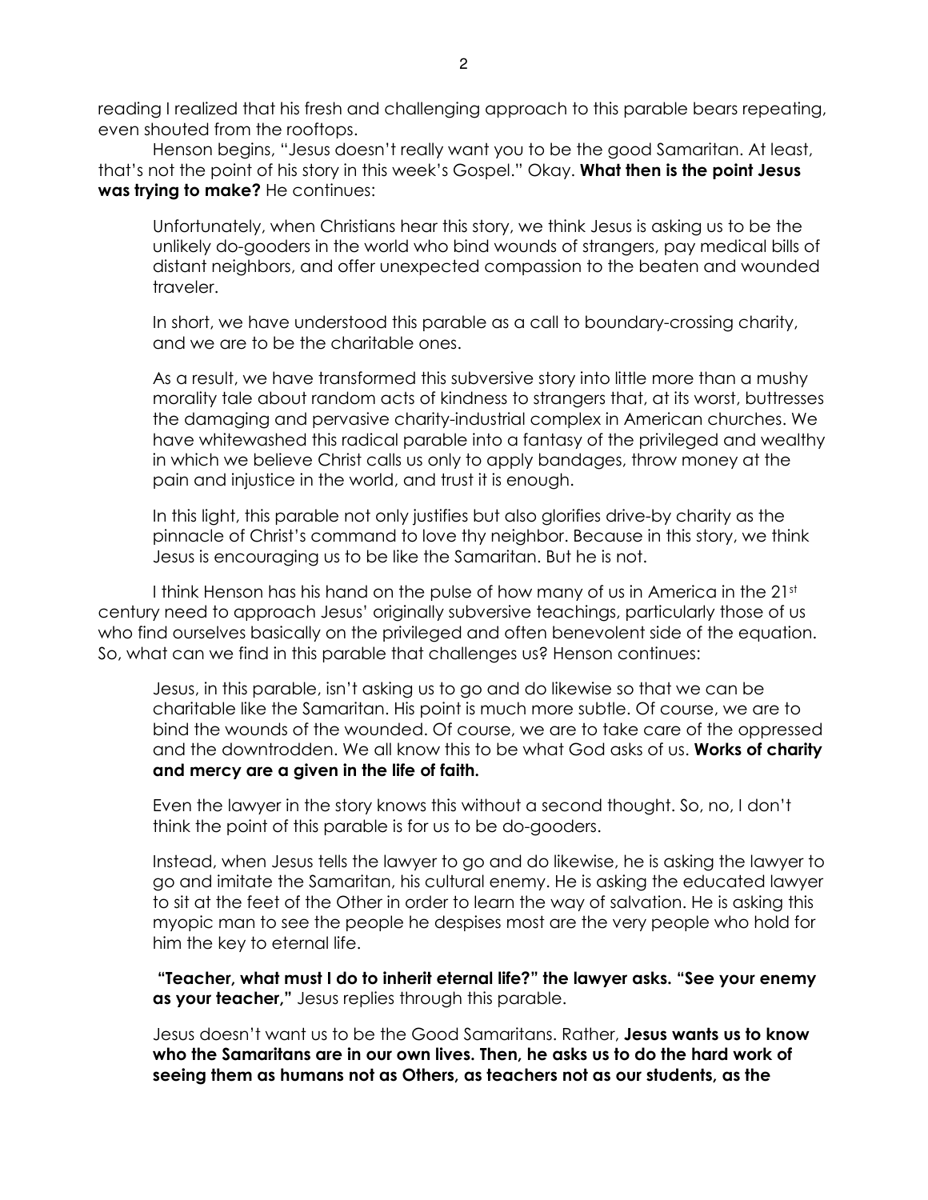reading I realized that his fresh and challenging approach to this parable bears repeating, even shouted from the rooftops.

Henson begins, "Jesus doesn't really want you to be the good Samaritan. At least, that's not the point of his story in this week's Gospel." Okay. **What then is the point Jesus was trying to make?** He continues:

> Unfortunately, when Christians hear this story, we think Jesus is asking us to be the unlikely do-gooders in the world who bind wounds of strangers, pay medical bills of distant neighbors, and offer unexpected compassion to the beaten and wounded traveler.
>
> In short, we have understood this parable as a call to boundary-crossing charity, and we are to be the charitable ones.
>
> As a result, we have transformed this subversive story into little more than a mushy morality tale about random acts of kindness to strangers that, at its worst, buttresses the damaging and pervasive charity-industrial complex in American churches. We have whitewashed this radical parable into a fantasy of the privileged and wealthy in which we believe Christ calls us only to apply bandages, throw money at the pain and injustice in the world, and trust it is enough.
>
> In this light, this parable not only justifies but also glorifies drive-by charity as the pinnacle of Christ's command to love thy neighbor. Because in this story, we think Jesus is encouraging us to be like the Samaritan. But he is not.

I think Henson has his hand on the pulse of how many of us in America in the 21st century need to approach Jesus' originally subversive teachings, particularly those of us who find ourselves basically on the privileged and often benevolent side of the equation. So, what can we find in this parable that challenges us? Henson continues:

> Jesus, in this parable, isn't asking us to go and do likewise so that we can be charitable like the Samaritan. His point is much more subtle. Of course, we are to bind the wounds of the wounded. Of course, we are to take care of the oppressed and the downtrodden. We all know this to be what God asks of us. **Works of charity and mercy are a given in the life of faith.**
>
> Even the lawyer in the story knows this without a second thought. So, no, I don't think the point of this parable is for us to be do-gooders.
>
> Instead, when Jesus tells the lawyer to go and do likewise, he is asking the lawyer to go and imitate the Samaritan, his cultural enemy. He is asking the educated lawyer to sit at the feet of the Other in order to learn the way of salvation. He is asking this myopic man to see the people he despises most are the very people who hold for him the key to eternal life.
>
> **"Teacher, what must I do to inherit eternal life?" the lawyer asks. "See your enemy as your teacher,"** Jesus replies through this parable.
>
> Jesus doesn't want us to be the Good Samaritans. Rather, **Jesus wants us to know who the Samaritans are in our own lives. Then, he asks us to do the hard work of seeing them as humans not as Others, as teachers not as our students, as the**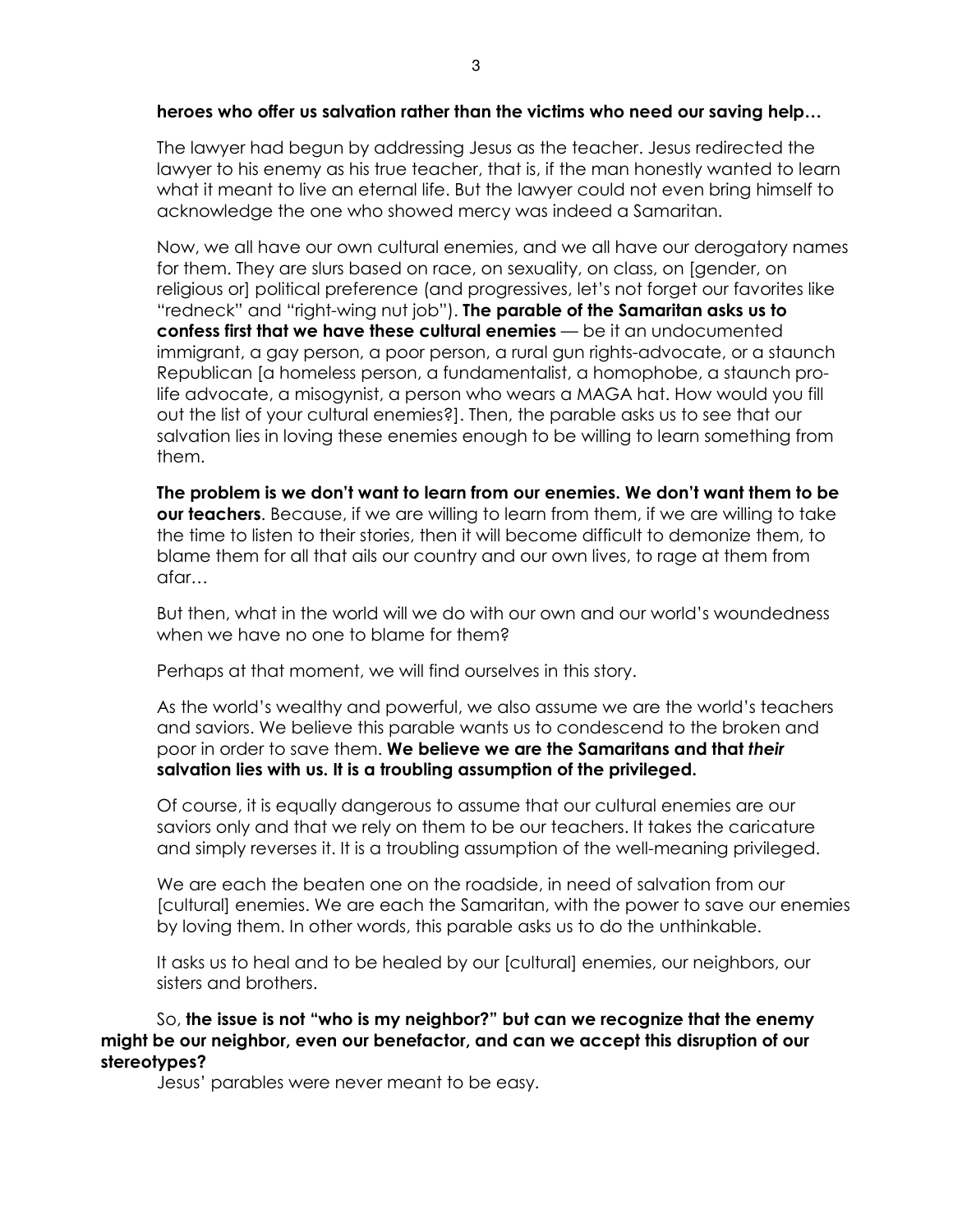**heroes who offer us salvation rather than the victims who need our saving help…**

The lawyer had begun by addressing Jesus as the teacher. Jesus redirected the lawyer to his enemy as his true teacher, that is, if the man honestly wanted to learn what it meant to live an eternal life. But the lawyer could not even bring himself to acknowledge the one who showed mercy was indeed a Samaritan.

Now, we all have our own cultural enemies, and we all have our derogatory names for them. They are slurs based on race, on sexuality, on class, on [gender, on religious or] political preference (and progressives, let's not forget our favorites like "redneck" and "right-wing nut job"). **The parable of the Samaritan asks us to confess first that we have these cultural enemies** — be it an undocumented immigrant, a gay person, a poor person, a rural gun rights-advocate, or a staunch Republican [a homeless person, a fundamentalist, a homophobe, a staunch pro-life advocate, a misogynist, a person who wears a MAGA hat. How would you fill out the list of your cultural enemies?]. Then, the parable asks us to see that our salvation lies in loving these enemies enough to be willing to learn something from them.

**The problem is we don't want to learn from our enemies. We don't want them to be our teachers**. Because, if we are willing to learn from them, if we are willing to take the time to listen to their stories, then it will become difficult to demonize them, to blame them for all that ails our country and our own lives, to rage at them from afar…

But then, what in the world will we do with our own and our world's woundedness when we have no one to blame for them?

Perhaps at that moment, we will find ourselves in this story.

As the world's wealthy and powerful, we also assume we are the world's teachers and saviors. We believe this parable wants us to condescend to the broken and poor in order to save them. **We believe we are the Samaritans and that *their* salvation lies with us. It is a troubling assumption of the privileged.**

Of course, it is equally dangerous to assume that our cultural enemies are our saviors only and that we rely on them to be our teachers. It takes the caricature and simply reverses it. It is a troubling assumption of the well-meaning privileged.

We are each the beaten one on the roadside, in need of salvation from our [cultural] enemies. We are each the Samaritan, with the power to save our enemies by loving them. In other words, this parable asks us to do the unthinkable.

It asks us to heal and to be healed by our [cultural] enemies, our neighbors, our sisters and brothers.

So, **the issue is not "who is my neighbor?" but can we recognize that the enemy might be our neighbor, even our benefactor, and can we accept this disruption of our stereotypes?**

Jesus' parables were never meant to be easy.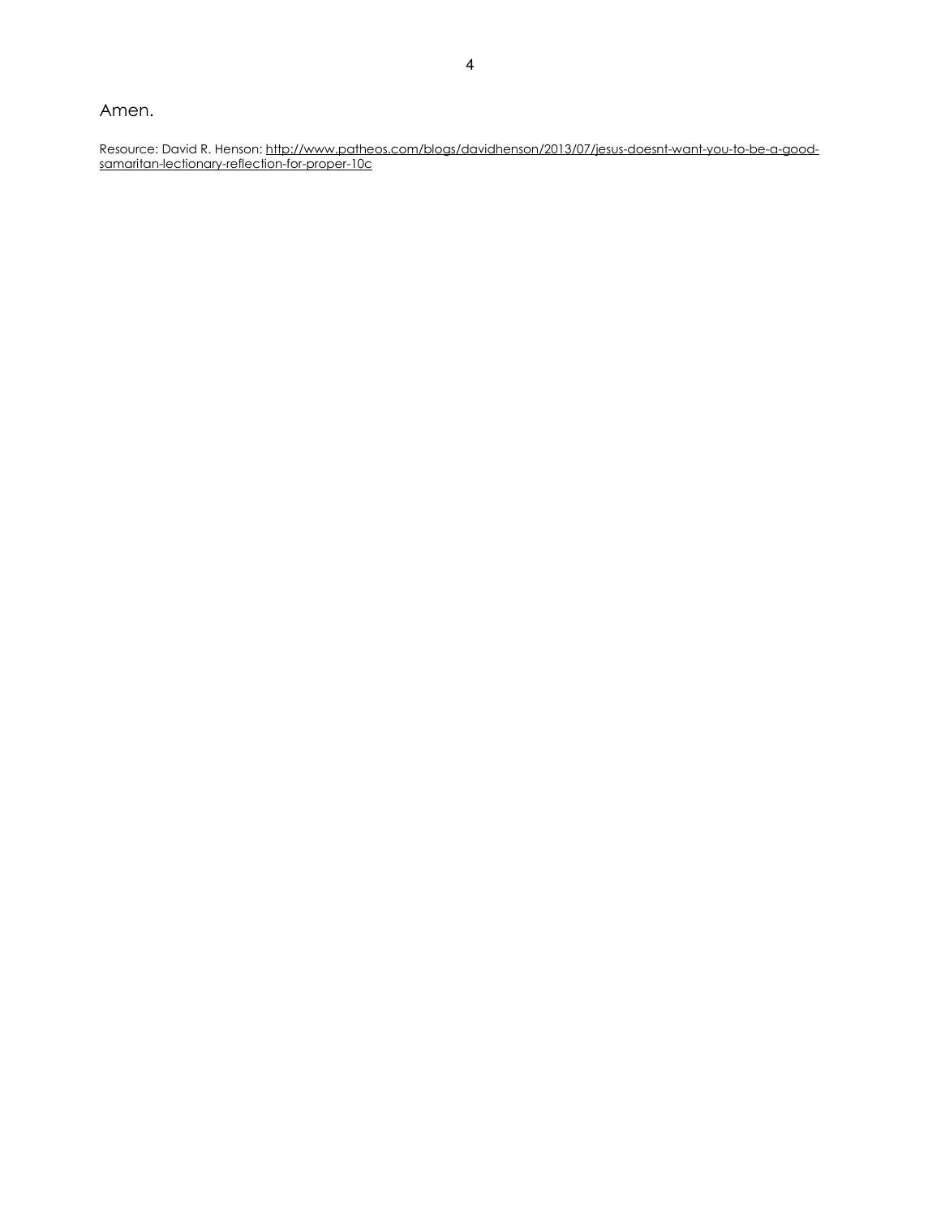Amen.

Resource: David R. Henson: http://www.patheos.com/blogs/davidhenson/2013/07/jesus-doesnt-want-you-to-be-a-good-samaritan-lectionary-reflection-for-proper-10c